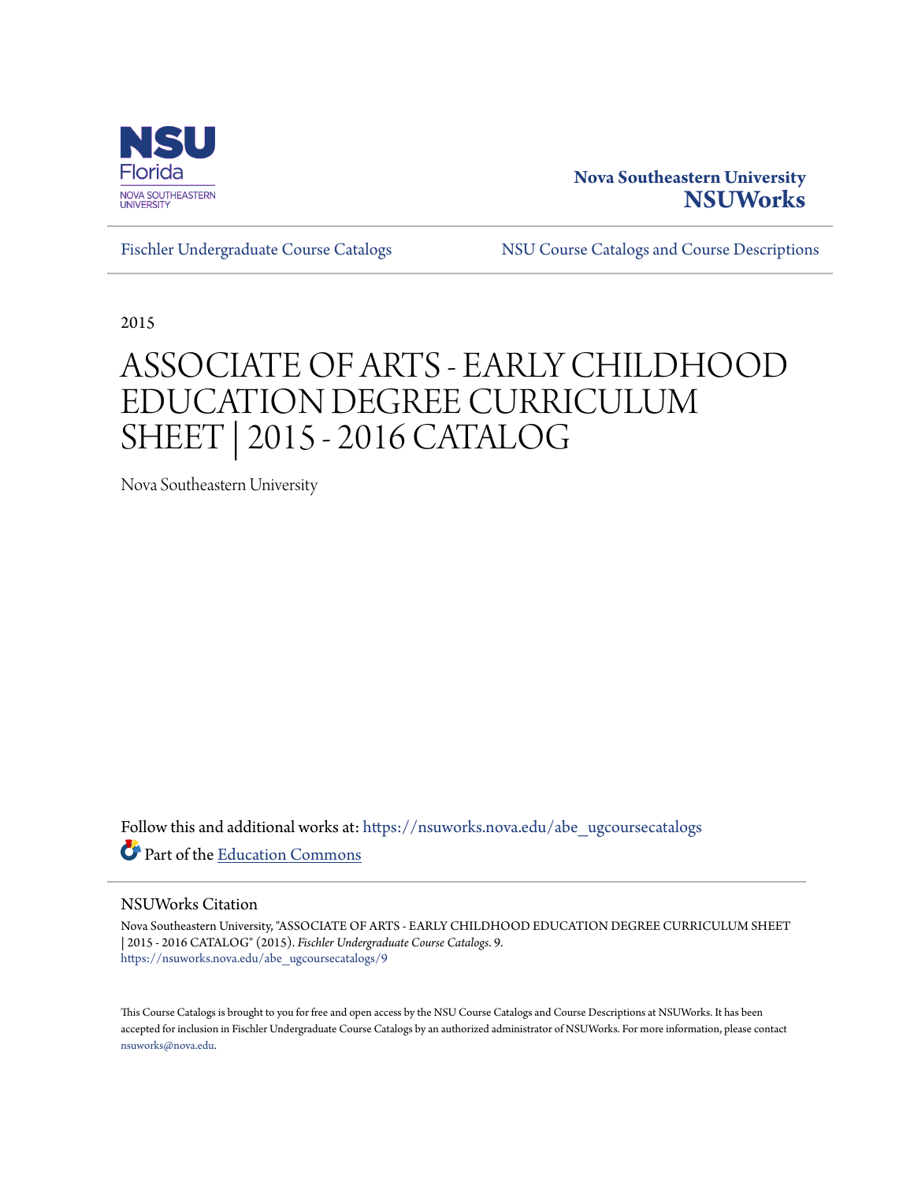Nova Southeastern University
**NSUWorks**

Fischler Undergraduate Course Catalogs | NSU Course Catalogs and Course Descriptions

2015

# ASSOCIATE OF ARTS - EARLY CHILDHOOD EDUCATION DEGREE CURRICULUM SHEET | 2015 - 2016 CATALOG

Nova Southeastern University

Follow this and additional works at: https://nsuworks.nova.edu/abe_ugcoursecatalogs

Part of the Education Commons

## NSUWorks Citation

Nova Southeastern University, "ASSOCIATE OF ARTS - EARLY CHILDHOOD EDUCATION DEGREE CURRICULUM SHEET | 2015 - 2016 CATALOG" (2015). *Fischler Undergraduate Course Catalogs*. 9.
https://nsuworks.nova.edu/abe_ugcoursecatalogs/9

This Course Catalogs is brought to you for free and open access by the NSU Course Catalogs and Course Descriptions at NSUWorks. It has been accepted for inclusion in Fischler Undergraduate Course Catalogs by an authorized administrator of NSUWorks. For more information, please contact nsuworks@nova.edu.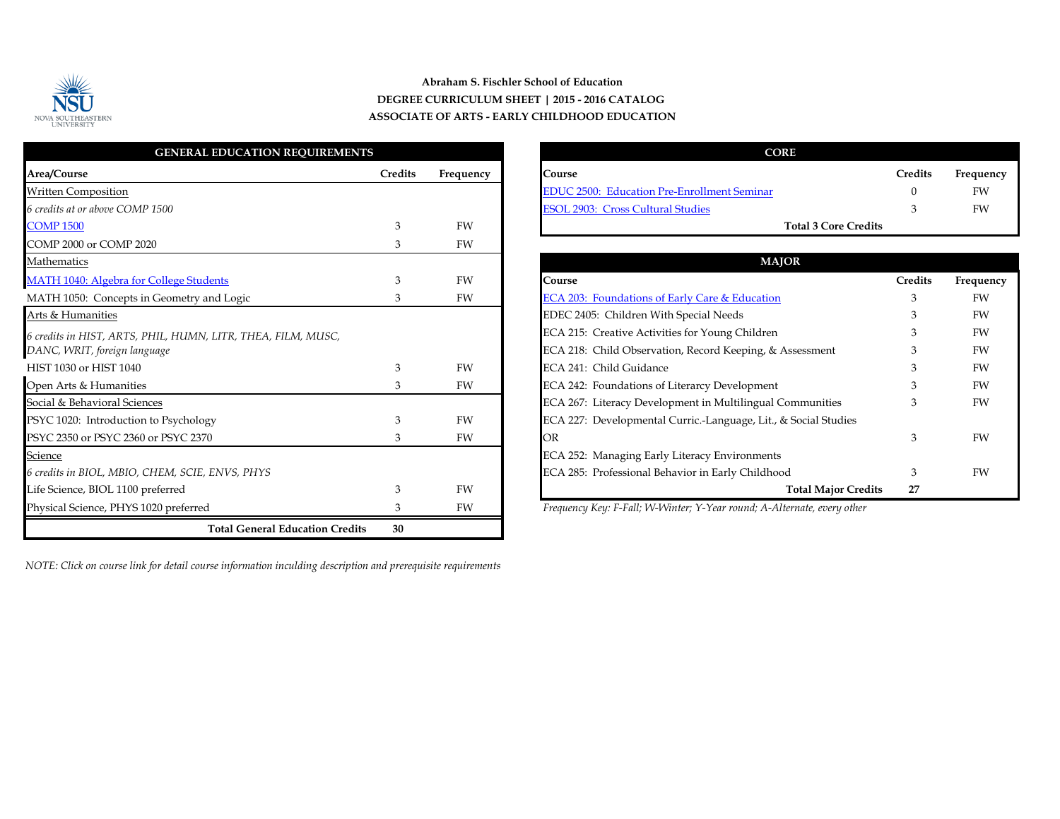**Abraham S. Fischler School of Education**

**DEGREE CURRICULUM SHEET | 2015 - 2016 CATALOG**

**ASSOCIATE OF ARTS - EARLY CHILDHOOD EDUCATION**

## GENERAL EDUCATION REQUIREMENTS

| Area/Course | Credits | Frequency |
|---|---|---|
| Written Composition | | |
| *6 credits at or above COMP 1500* | | |
| COMP 1500 | 3 | FW |
| COMP 2000 or COMP 2020 | 3 | FW |
| Mathematics | | |
| MATH 1040: Algebra for College Students | 3 | FW |
| MATH 1050: Concepts in Geometry and Logic | 3 | FW |
| Arts & Humanities | | |
| *6 credits in HIST, ARTS, PHIL, HUMN, LITR, THEA, FILM, MUSC, DANC, WRIT, foreign language* | | |
| HIST 1030 or HIST 1040 | 3 | FW |
| Open Arts & Humanities | 3 | FW |
| Social & Behavioral Sciences | | |
| PSYC 1020: Introduction to Psychology | 3 | FW |
| PSYC 2350 or PSYC 2360 or PSYC 2370 | 3 | FW |
| Science | | |
| *6 credits in BIOL, MBIO, CHEM, SCIE, ENVS, PHYS* | | |
| Life Science, BIOL 1100 preferred | 3 | FW |
| Physical Science, PHYS 1020 preferred | 3 | FW |
| **Total General Education Credits** | **30** | |

*NOTE: Click on course link for detail course information inculding description and prerequisite requirements*

## CORE

| Course | Credits | Frequency |
|---|---|---|
| EDUC 2500: Education Pre-Enrollment Seminar | 0 | FW |
| ESOL 2903: Cross Cultural Studies | 3 | FW |
| **Total 3 Core Credits** | | |

## MAJOR

| Course | Credits | Frequency |
|---|---|---|
| ECA 203: Foundations of Early Care & Education | 3 | FW |
| EDEC 2405: Children With Special Needs | 3 | FW |
| ECA 215: Creative Activities for Young Children | 3 | FW |
| ECA 218: Child Observation, Record Keeping, & Assessment | 3 | FW |
| ECA 241: Child Guidance | 3 | FW |
| ECA 242: Foundations of Literacy Development | 3 | FW |
| ECA 267: Literacy Development in Multilingual Communities | 3 | FW |
| ECA 227: Developmental Curric.-Language, Lit., & Social Studies | | |
| OR | 3 | FW |
| ECA 252: Managing Early Literacy Environments | | |
| ECA 285: Professional Behavior in Early Childhood | 3 | FW |
| **Total Major Credits** | **27** | |

*Frequency Key: F-Fall; W-Winter; Y-Year round; A-Alternate, every other*